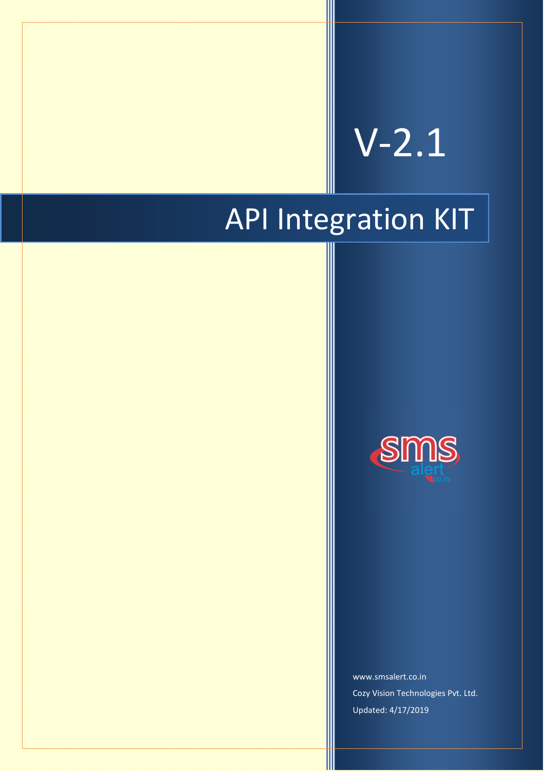V-2.1

# API Integration KIT

www.smsalert.co.in

Cozy Vision Technologies Pvt. Ltd.

Updated: 4/17/2019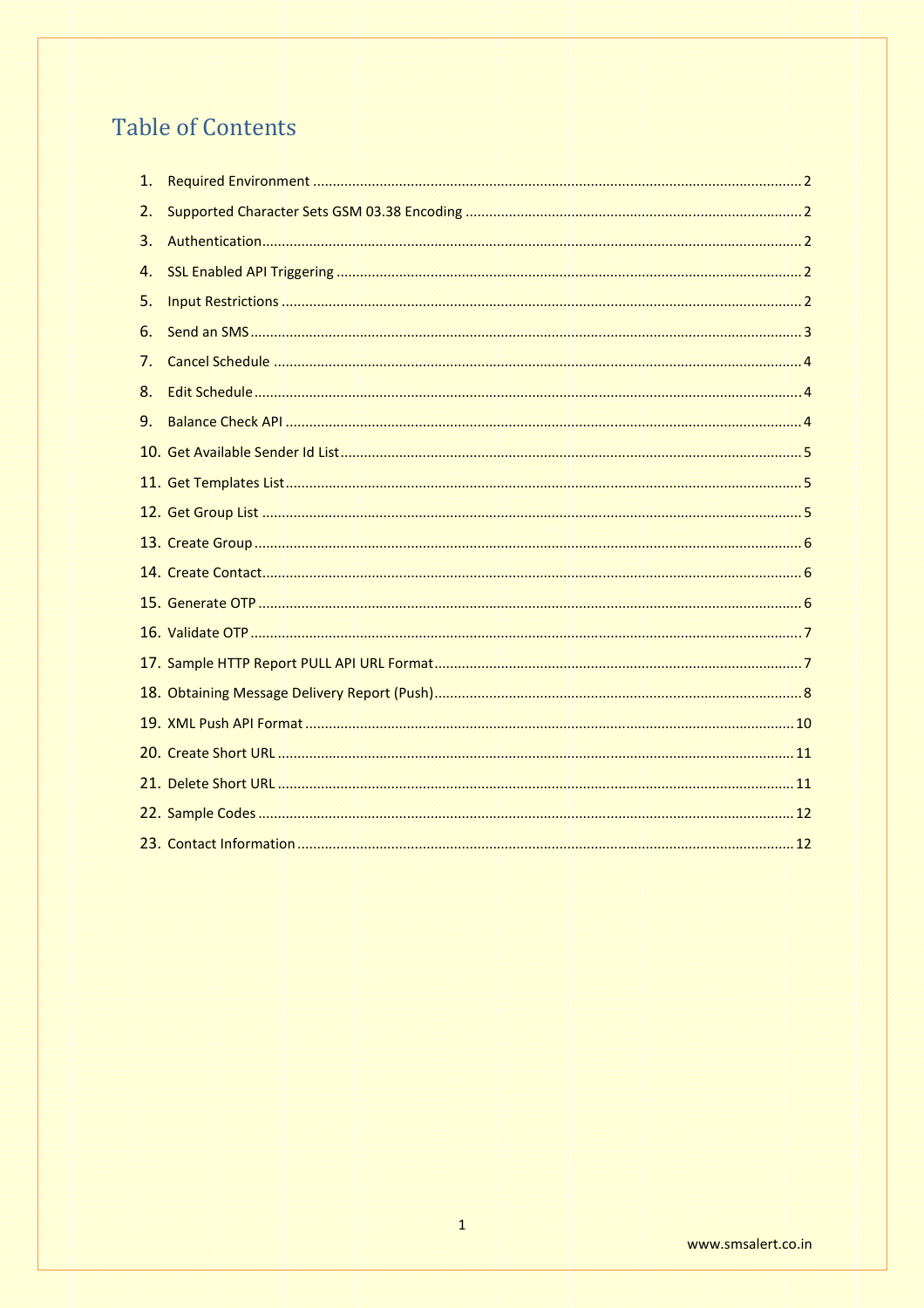# Table of Contents

1. Required Environment .......... 2
2. Supported Character Sets GSM 03.38 Encoding .......... 2
3. Authentication .......... 2
4. SSL Enabled API Triggering .......... 2
5. Input Restrictions .......... 2
6. Send an SMS .......... 3
7. Cancel Schedule .......... 4
8. Edit Schedule .......... 4
9. Balance Check API .......... 4
10. Get Available Sender Id List .......... 5
11. Get Templates List .......... 5
12. Get Group List .......... 5
13. Create Group .......... 6
14. Create Contact .......... 6
15. Generate OTP .......... 6
16. Validate OTP .......... 7
17. Sample HTTP Report PULL API URL Format .......... 7
18. Obtaining Message Delivery Report (Push) .......... 8
19. XML Push API Format .......... 10
20. Create Short URL .......... 11
21. Delete Short URL .......... 11
22. Sample Codes .......... 12
23. Contact Information .......... 12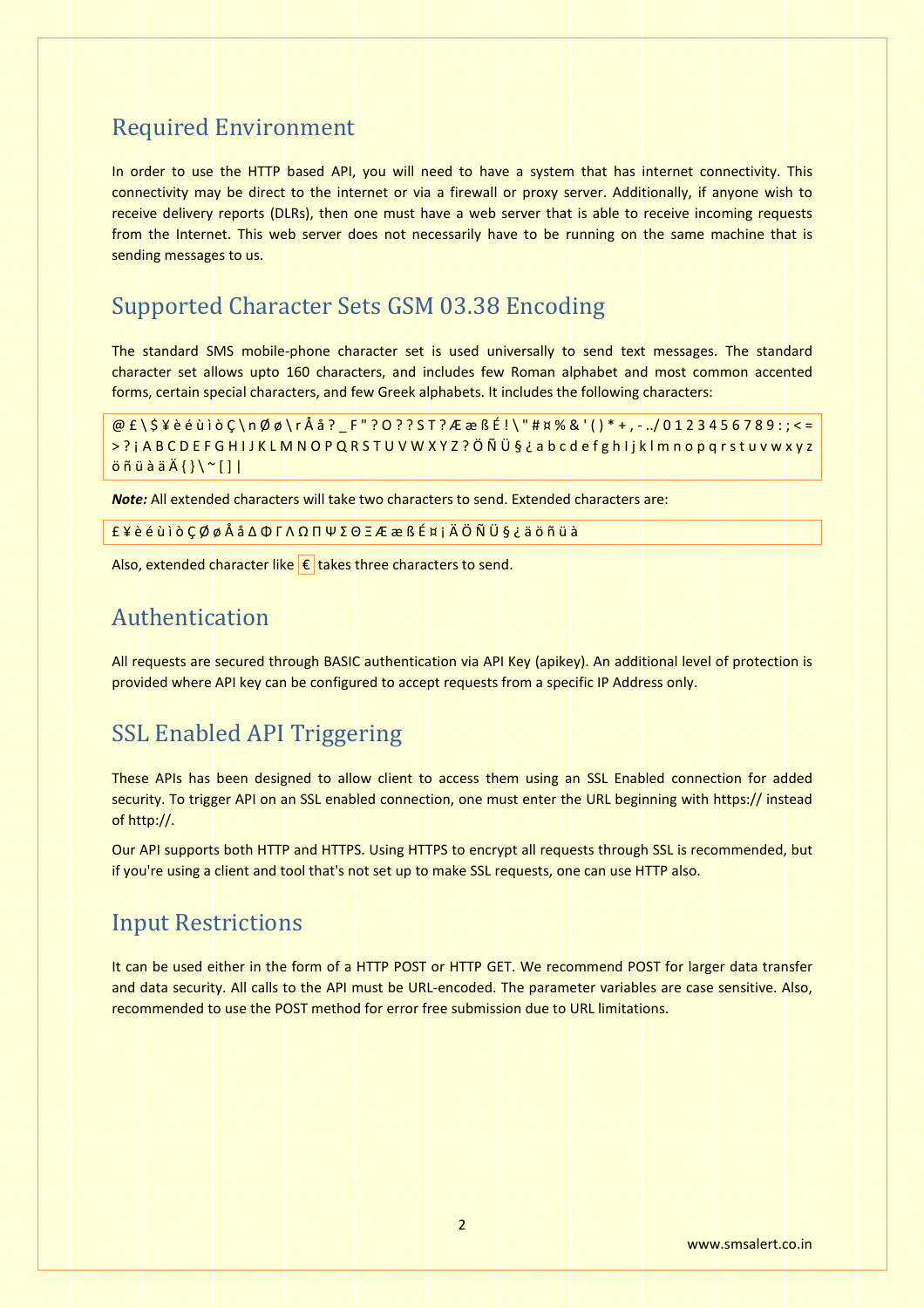## Required Environment

In order to use the HTTP based API, you will need to have a system that has internet connectivity. This connectivity may be direct to the internet or via a firewall or proxy server. Additionally, if anyone wish to receive delivery reports (DLRs), then one must have a web server that is able to receive incoming requests from the Internet. This web server does not necessarily have to be running on the same machine that is sending messages to us.

## Supported Character Sets GSM 03.38 Encoding

The standard SMS mobile-phone character set is used universally to send text messages. The standard character set allows upto 160 characters, and includes few Roman alphabet and most common accented forms, certain special characters, and few Greek alphabets. It includes the following characters:

@ £ \ $ ¥ è é ù ì ò Ç \ n Ø ø \ r Å å ? _ F " ? O ? ? S T ? Æ æ ß É ! \ " # ¤ % & ' ( ) * + , - ../ 0 1 2 3 4 5 6 7 8 9 : ; < = > ? ¡ A B C D E F G H I J K L M N O P Q R S T U V W X Y Z ? Ö Ñ Ü § ¿ a b c d e f g h I j k l m n o p q r s t u v w x y z ö ñ ü à ä Ä { } \ ~ [ ] |

***Note:*** All extended characters will take two characters to send. Extended characters are:

£ ¥ è é ù ì ò Ç Ø ø Å å Δ Φ Γ Λ Ω Π Ψ Σ Θ Ξ Æ æ ß É ¤ ¡ Ä Ö Ñ Ü § ¿ ä ö ñ ü à

Also, extended character like € takes three characters to send.

## Authentication

All requests are secured through BASIC authentication via API Key (apikey). An additional level of protection is provided where API key can be configured to accept requests from a specific IP Address only.

## SSL Enabled API Triggering

These APIs has been designed to allow client to access them using an SSL Enabled connection for added security. To trigger API on an SSL enabled connection, one must enter the URL beginning with https:// instead of http://.

Our API supports both HTTP and HTTPS. Using HTTPS to encrypt all requests through SSL is recommended, but if you're using a client and tool that's not set up to make SSL requests, one can use HTTP also.

## Input Restrictions

It can be used either in the form of a HTTP POST or HTTP GET. We recommend POST for larger data transfer and data security. All calls to the API must be URL-encoded. The parameter variables are case sensitive. Also, recommended to use the POST method for error free submission due to URL limitations.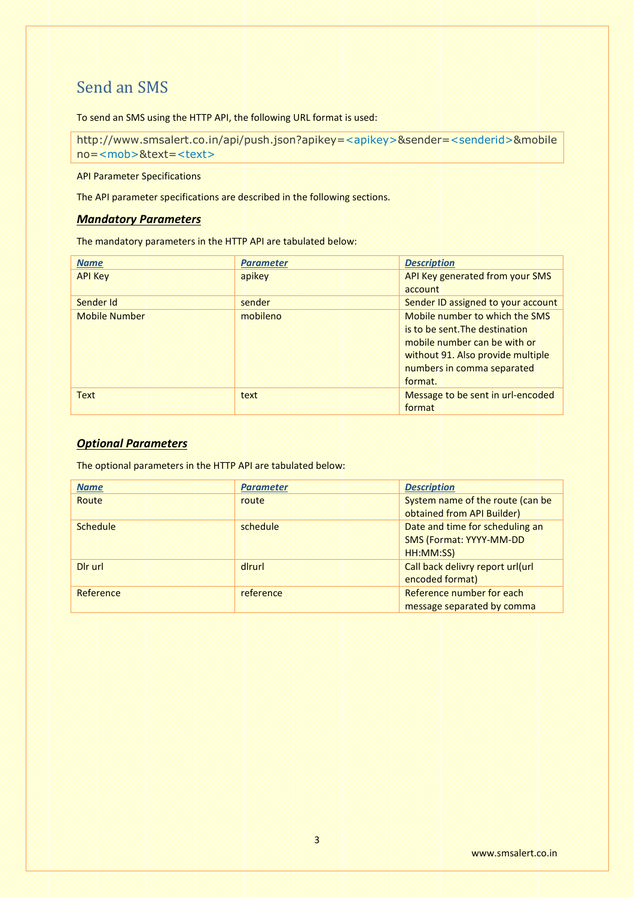# Send an SMS

To send an SMS using the HTTP API, the following URL format is used:

```
http://www.smsalert.co.in/api/push.json?apikey=<apikey>&sender=<senderid>&mobileno=<mob>&text=<text>
```

API Parameter Specifications

The API parameter specifications are described in the following sections.

## ***Mandatory Parameters***

The mandatory parameters in the HTTP API are tabulated below:

| Name | Parameter | Description |
|---|---|---|
| API Key | apikey | API Key generated from your SMS account |
| Sender Id | sender | Sender ID assigned to your account |
| Mobile Number | mobileno | Mobile number to which the SMS is to be sent.The destination mobile number can be with or without 91. Also provide multiple numbers in comma separated format. |
| Text | text | Message to be sent in url-encoded format |

## ***Optional Parameters***

The optional parameters in the HTTP API are tabulated below:

| Name | Parameter | Description |
|---|---|---|
| Route | route | System name of the route (can be obtained from API Builder) |
| Schedule | schedule | Date and time for scheduling an SMS (Format: YYYY-MM-DD HH:MM:SS) |
| Dlr url | dlrurl | Call back delivry report url(url encoded format) |
| Reference | reference | Reference number for each message separated by comma |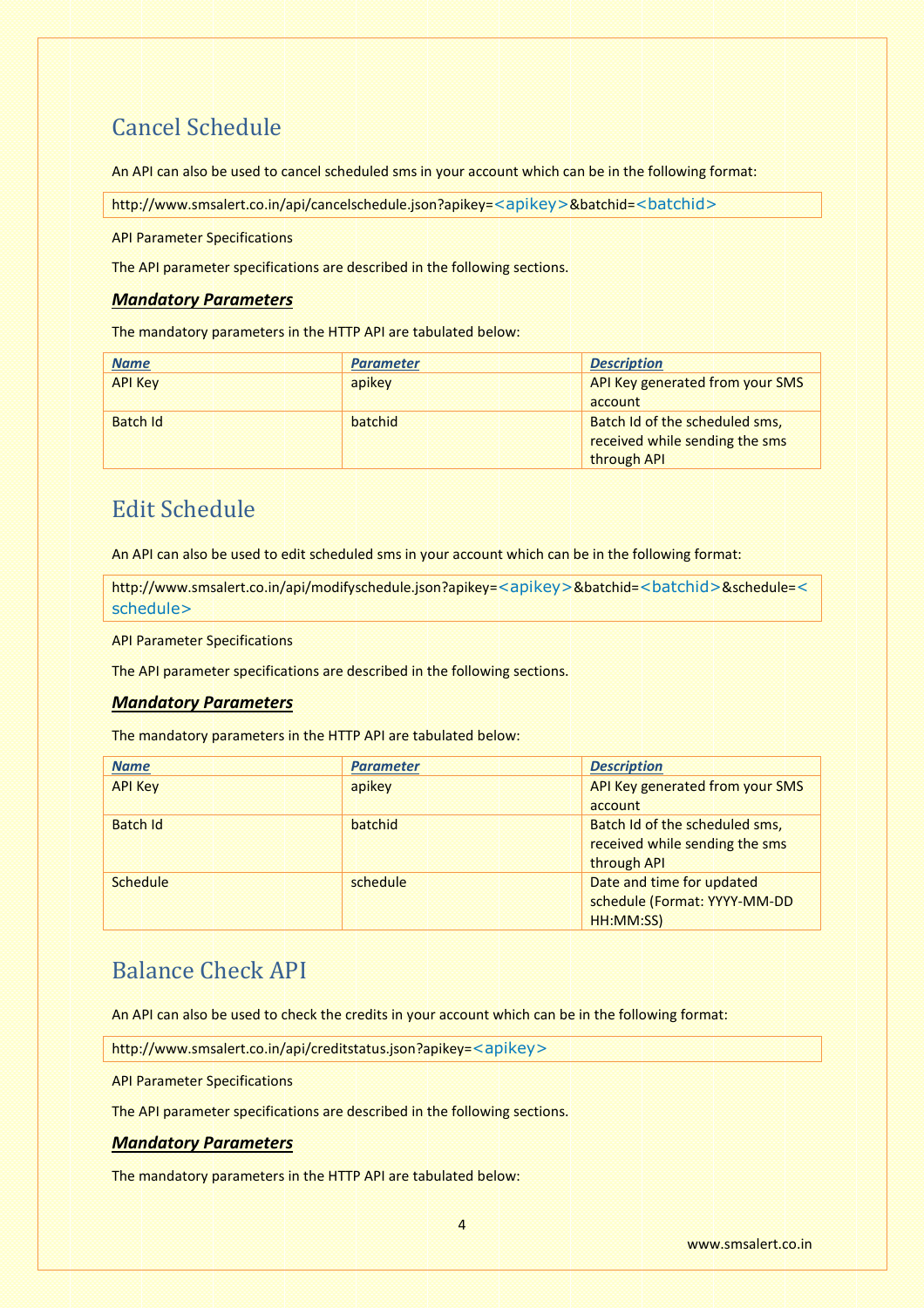## Cancel Schedule

An API can also be used to cancel scheduled sms in your account which can be in the following format:

```
http://www.smsalert.co.in/api/cancelschedule.json?apikey=<apikey>&batchid=<batchid>
```

API Parameter Specifications

The API parameter specifications are described in the following sections.

***Mandatory Parameters***

The mandatory parameters in the HTTP API are tabulated below:

| Name | Parameter | Description |
| --- | --- | --- |
| API Key | apikey | API Key generated from your SMS account |
| Batch Id | batchid | Batch Id of the scheduled sms, received while sending the sms through API |

## Edit Schedule

An API can also be used to edit scheduled sms in your account which can be in the following format:

```
http://www.smsalert.co.in/api/modifyschedule.json?apikey=<apikey>&batchid=<batchid>&schedule=<schedule>
```

API Parameter Specifications

The API parameter specifications are described in the following sections.

***Mandatory Parameters***

The mandatory parameters in the HTTP API are tabulated below:

| Name | Parameter | Description |
| --- | --- | --- |
| API Key | apikey | API Key generated from your SMS account |
| Batch Id | batchid | Batch Id of the scheduled sms, received while sending the sms through API |
| Schedule | schedule | Date and time for updated schedule (Format: YYYY-MM-DD HH:MM:SS) |

## Balance Check API

An API can also be used to check the credits in your account which can be in the following format:

```
http://www.smsalert.co.in/api/creditstatus.json?apikey=<apikey>
```

API Parameter Specifications

The API parameter specifications are described in the following sections.

***Mandatory Parameters***

The mandatory parameters in the HTTP API are tabulated below: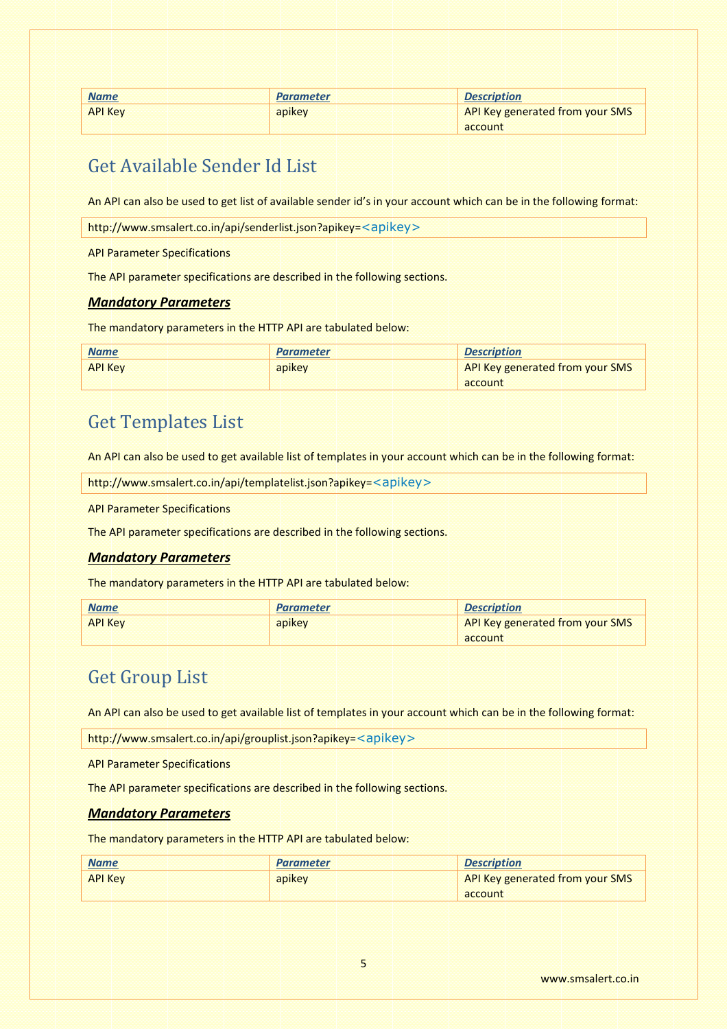| *Name* | *Parameter* | *Description* |
| --- | --- | --- |
| API Key | apikey | API Key generated from your SMS account |

## Get Available Sender Id List

An API can also be used to get list of available sender id's in your account which can be in the following format:

```
http://www.smsalert.co.in/api/senderlist.json?apikey=<apikey>
```

API Parameter Specifications

The API parameter specifications are described in the following sections.

### ***Mandatory Parameters***

The mandatory parameters in the HTTP API are tabulated below:

| *Name* | *Parameter* | *Description* |
| --- | --- | --- |
| API Key | apikey | API Key generated from your SMS account |

## Get Templates List

An API can also be used to get available list of templates in your account which can be in the following format:

```
http://www.smsalert.co.in/api/templatelist.json?apikey=<apikey>
```

API Parameter Specifications

The API parameter specifications are described in the following sections.

### ***Mandatory Parameters***

The mandatory parameters in the HTTP API are tabulated below:

| *Name* | *Parameter* | *Description* |
| --- | --- | --- |
| API Key | apikey | API Key generated from your SMS account |

## Get Group List

An API can also be used to get available list of templates in your account which can be in the following format:

```
http://www.smsalert.co.in/api/grouplist.json?apikey=<apikey>
```

API Parameter Specifications

The API parameter specifications are described in the following sections.

### ***Mandatory Parameters***

The mandatory parameters in the HTTP API are tabulated below:

| *Name* | *Parameter* | *Description* |
| --- | --- | --- |
| API Key | apikey | API Key generated from your SMS account |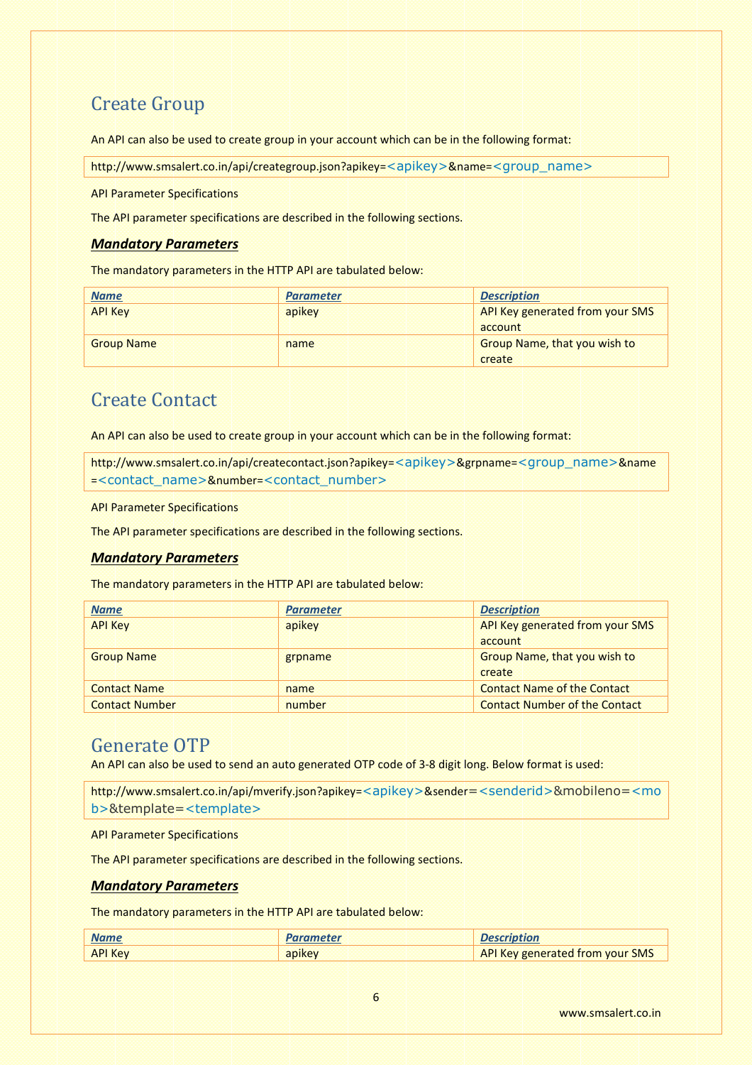## Create Group

An API can also be used to create group in your account which can be in the following format:

```
http://www.smsalert.co.in/api/creategroup.json?apikey=<apikey>&name=<group_name>
```

API Parameter Specifications

The API parameter specifications are described in the following sections.

### ***Mandatory Parameters***

The mandatory parameters in the HTTP API are tabulated below:

| *Name* | *Parameter* | *Description* |
|---|---|---|
| API Key | apikey | API Key generated from your SMS account |
| Group Name | name | Group Name, that you wish to create |

## Create Contact

An API can also be used to create group in your account which can be in the following format:

```
http://www.smsalert.co.in/api/createcontact.json?apikey=<apikey>&grpname=<group_name>&name=<contact_name>&number=<contact_number>
```

API Parameter Specifications

The API parameter specifications are described in the following sections.

### ***Mandatory Parameters***

The mandatory parameters in the HTTP API are tabulated below:

| *Name* | *Parameter* | *Description* |
|---|---|---|
| API Key | apikey | API Key generated from your SMS account |
| Group Name | grpname | Group Name, that you wish to create |
| Contact Name | name | Contact Name of the Contact |
| Contact Number | number | Contact Number of the Contact |

## Generate OTP

An API can also be used to send an auto generated OTP code of 3-8 digit long. Below format is used:

```
http://www.smsalert.co.in/api/mverify.json?apikey=<apikey>&sender=<senderid>&mobileno=<mob>&template=<template>
```

API Parameter Specifications

The API parameter specifications are described in the following sections.

### ***Mandatory Parameters***

The mandatory parameters in the HTTP API are tabulated below:

| *Name* | *Parameter* | *Description* |
|---|---|---|
| API Key | apikey | API Key generated from your SMS |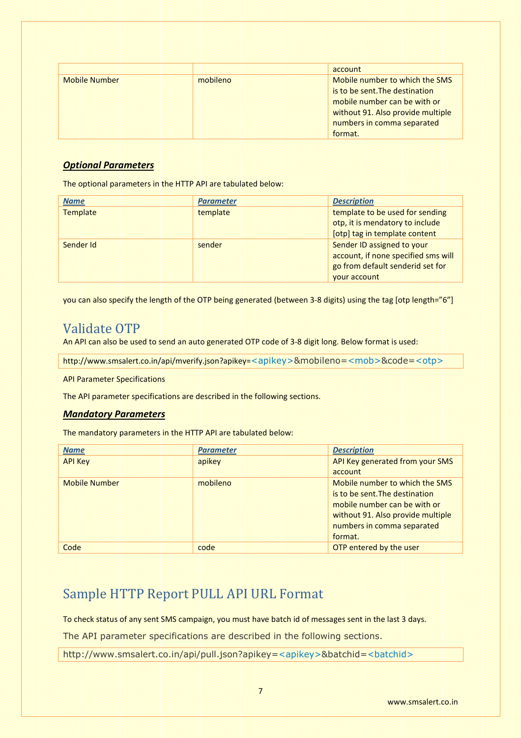| | | account |
|---|---|---|
| Mobile Number | mobileno | Mobile number to which the SMS is to be sent.The destination mobile number can be with or without 91. Also provide multiple numbers in comma separated format. |

### ***Optional Parameters***

The optional parameters in the HTTP API are tabulated below:

| ***Name*** | ***Parameter*** | ***Description*** |
|---|---|---|
| Template | template | template to be used for sending otp, it is mendatory to include [otp] tag in template content |
| Sender Id | sender | Sender ID assigned to your account, if none specified sms will go from default senderid set for your account |

you can also specify the length of the OTP being generated (between 3-8 digits) using the tag [otp length="6"]

## Validate OTP

An API can also be used to send an auto generated OTP code of 3-8 digit long. Below format is used:

```
http://www.smsalert.co.in/api/mverify.json?apikey=<apikey>&mobileno=<mob>&code=<otp>
```

API Parameter Specifications

The API parameter specifications are described in the following sections.

### ***Mandatory Parameters***

The mandatory parameters in the HTTP API are tabulated below:

| ***Name*** | ***Parameter*** | ***Description*** |
|---|---|---|
| API Key | apikey | API Key generated from your SMS account |
| Mobile Number | mobileno | Mobile number to which the SMS is to be sent.The destination mobile number can be with or without 91. Also provide multiple numbers in comma separated format. |
| Code | code | OTP entered by the user |

## Sample HTTP Report PULL API URL Format

To check status of any sent SMS campaign, you must have batch id of messages sent in the last 3 days.

The API parameter specifications are described in the following sections.

```
http://www.smsalert.co.in/api/pull.json?apikey=<apikey>&batchid=<batchid>
```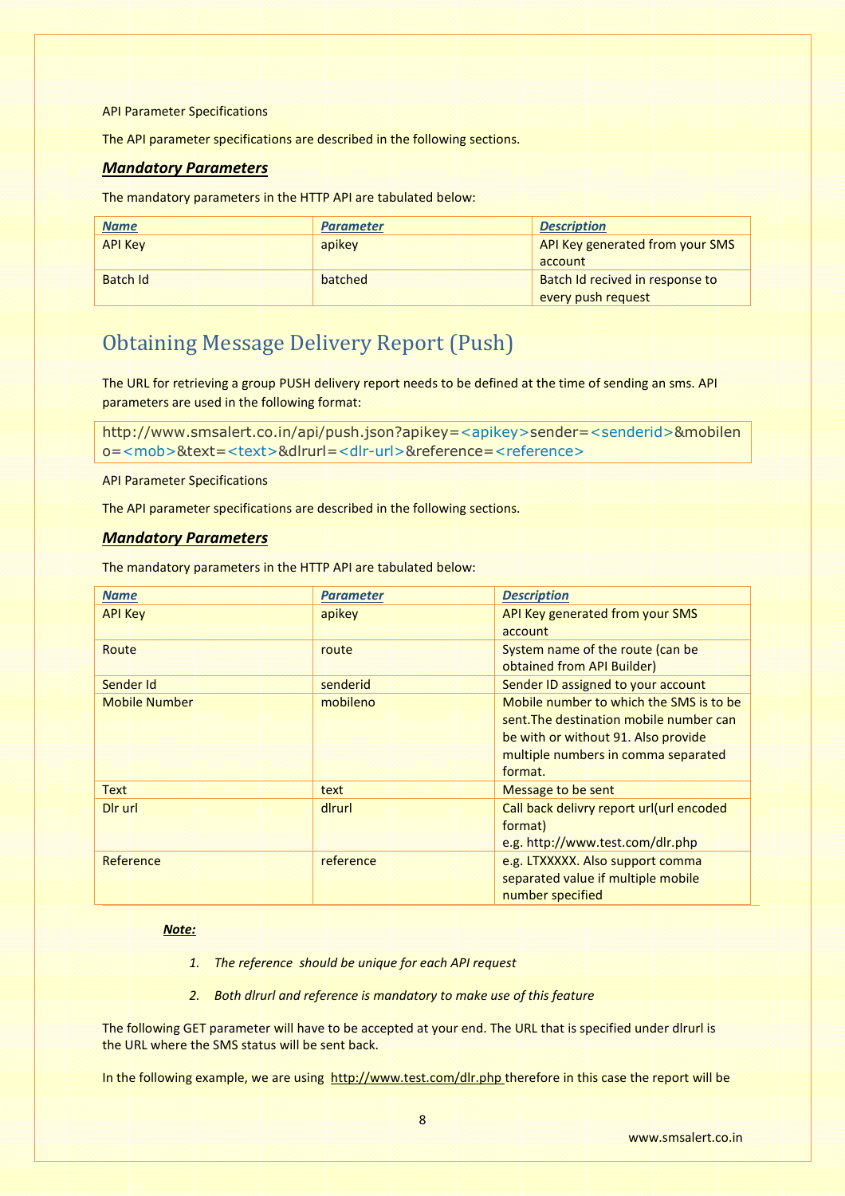API Parameter Specifications

The API parameter specifications are described in the following sections.

### ***Mandatory Parameters***

The mandatory parameters in the HTTP API are tabulated below:

| *Name* | *Parameter* | *Description* |
|---|---|---|
| API Key | apikey | API Key generated from your SMS account |
| Batch Id | batched | Batch Id recived in response to every push request |

## Obtaining Message Delivery Report (Push)

The URL for retrieving a group PUSH delivery report needs to be defined at the time of sending an sms. API parameters are used in the following format:

```
http://www.smsalert.co.in/api/push.json?apikey=<apikey>sender=<senderid>&mobileno=<mob>&text=<text>&dlrurl=<dlr-url>&reference=<reference>
```

API Parameter Specifications

The API parameter specifications are described in the following sections.

### ***Mandatory Parameters***

The mandatory parameters in the HTTP API are tabulated below:

| *Name* | *Parameter* | *Description* |
|---|---|---|
| API Key | apikey | API Key generated from your SMS account |
| Route | route | System name of the route (can be obtained from API Builder) |
| Sender Id | senderid | Sender ID assigned to your account |
| Mobile Number | mobileno | Mobile number to which the SMS is to be sent.The destination mobile number can be with or without 91. Also provide multiple numbers in comma separated format. |
| Text | text | Message to be sent |
| Dlr url | dlrurl | Call back delivry report url(url encoded format) e.g. http://www.test.com/dlr.php |
| Reference | reference | e.g. LTXXXXX. Also support comma separated value if multiple mobile number specified |

***Note:***

1. *The reference should be unique for each API request*
2. *Both dlrurl and reference is mandatory to make use of this feature*

The following GET parameter will have to be accepted at your end. The URL that is specified under dlrurl is the URL where the SMS status will be sent back.

In the following example, we are using http://www.test.com/dlr.php therefore in this case the report will be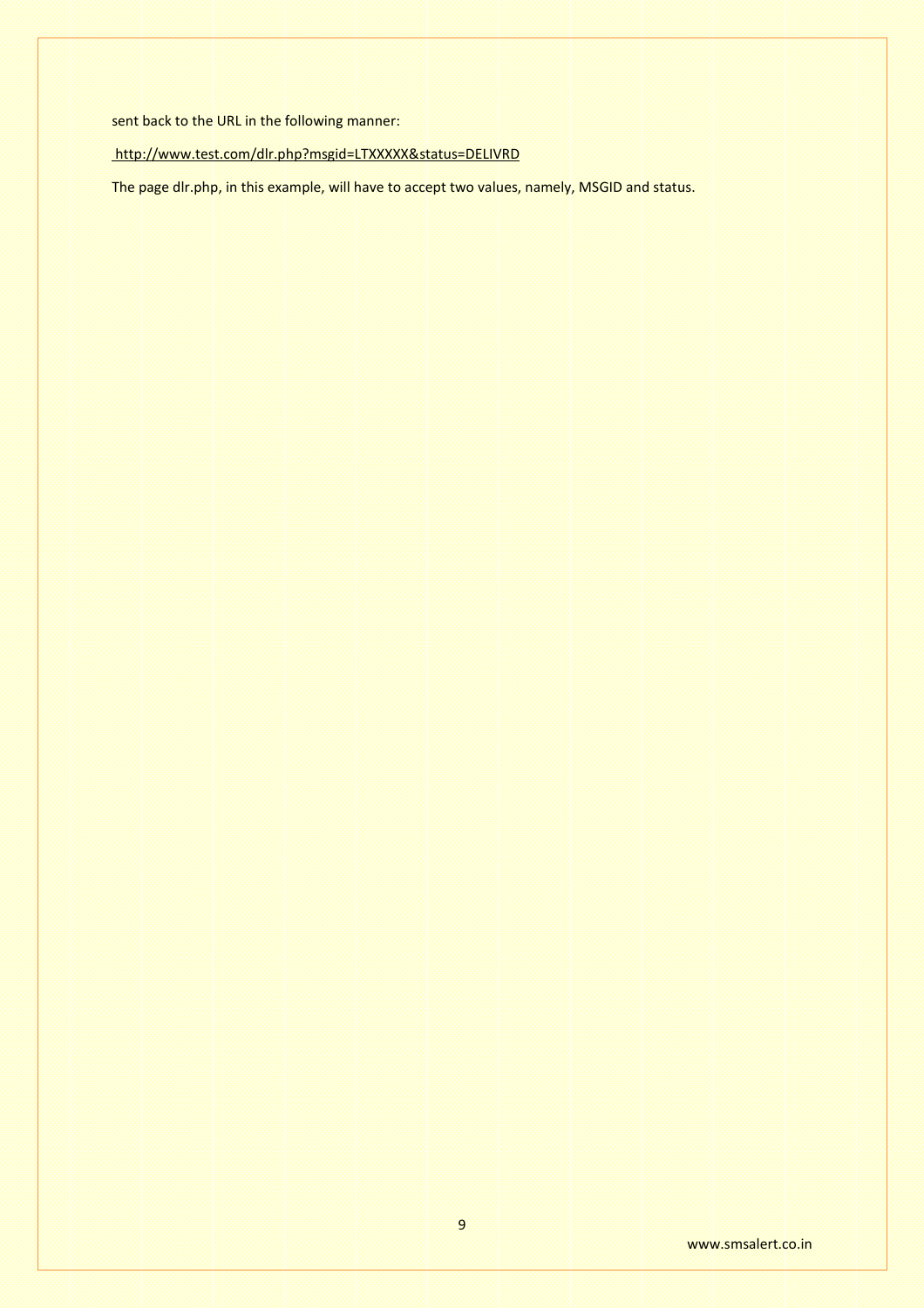sent back to the URL in the following manner:

http://www.test.com/dlr.php?msgid=LTXXXXX&status=DELIVRD

The page dlr.php, in this example, will have to accept two values, namely, MSGID and status.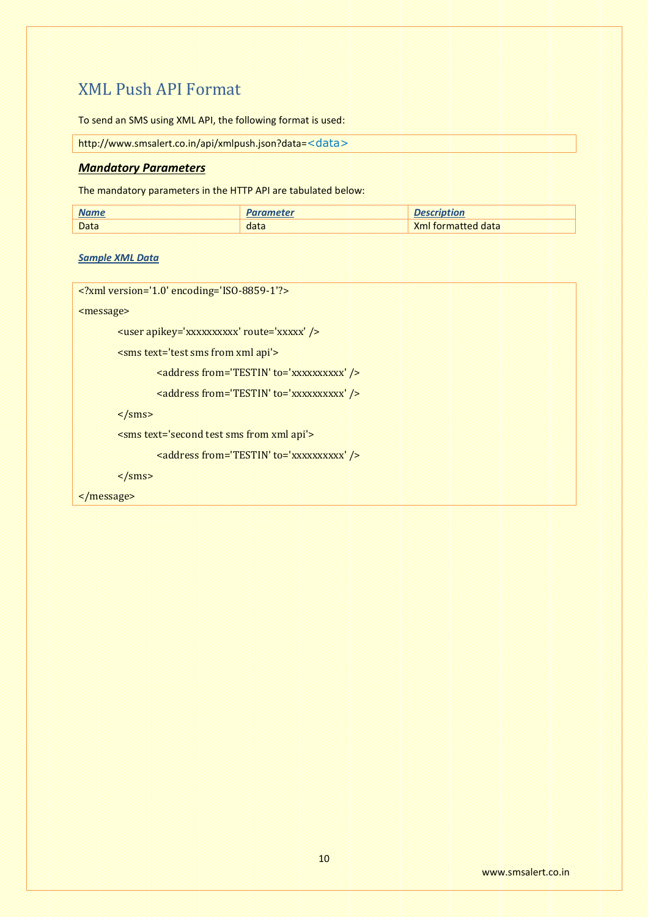# XML Push API Format

To send an SMS using XML API, the following format is used:

```
http://www.smsalert.co.in/api/xmlpush.json?data=<data>
```

## ***Mandatory Parameters***

The mandatory parameters in the HTTP API are tabulated below:

| Name | Parameter | Description |
|---|---|---|
| Data | data | Xml formatted data |

### ***Sample XML Data***

```
<?xml version='1.0' encoding='ISO-8859-1'?>
<message>
    <user apikey='xxxxxxxxxx' route='xxxxx' />
    <sms text='test sms from xml api'>
        <address from='TESTIN' to='xxxxxxxxxx' />
        <address from='TESTIN' to='xxxxxxxxxx' />
    </sms>
    <sms text='second test sms from xml api'>
        <address from='TESTIN' to='xxxxxxxxxx' />
    </sms>
</message>
```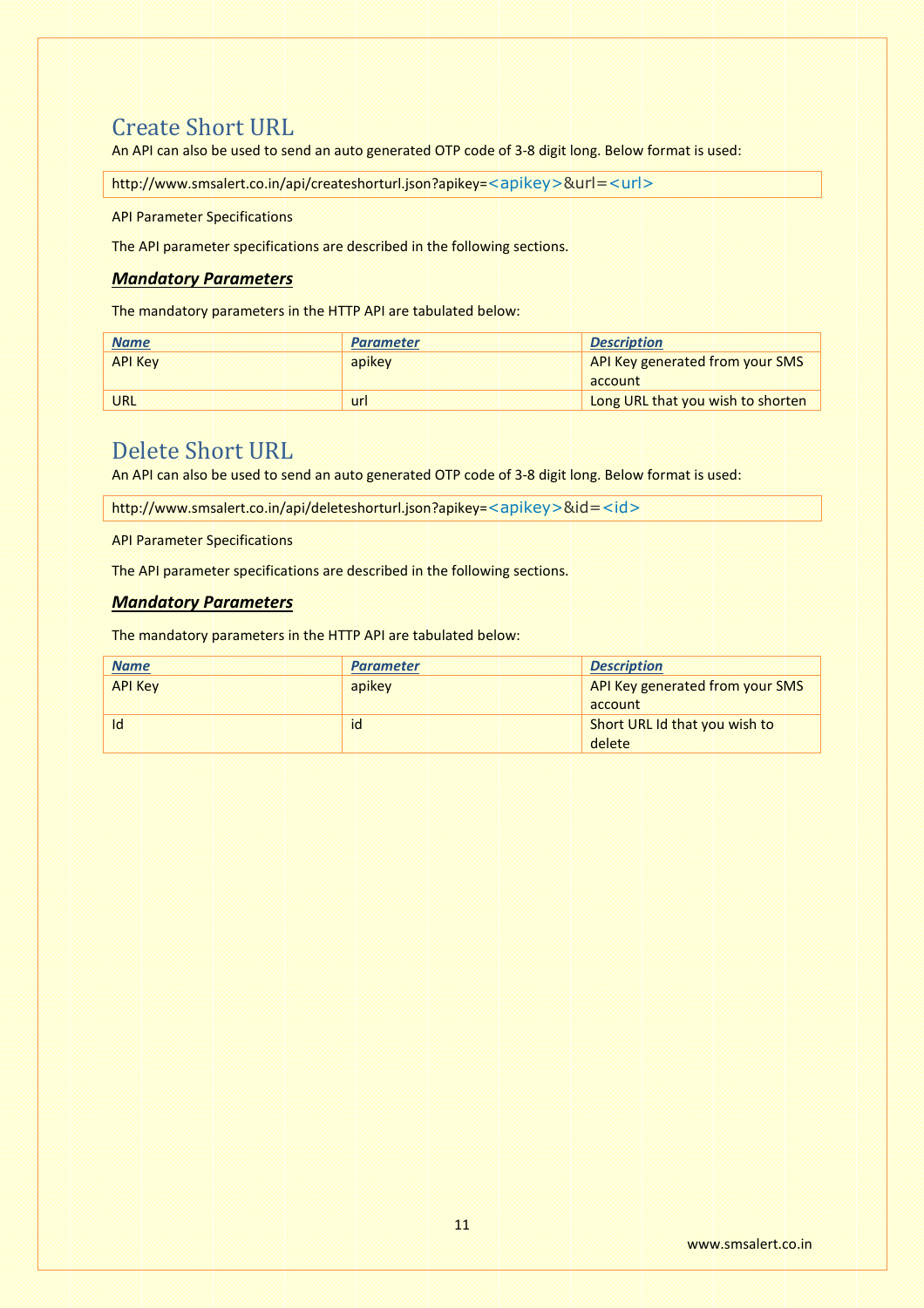## Create Short URL

An API can also be used to send an auto generated OTP code of 3-8 digit long. Below format is used:

```
http://www.smsalert.co.in/api/createshorturl.json?apikey=<apikey>&url=<url>
```

API Parameter Specifications

The API parameter specifications are described in the following sections.

### *Mandatory Parameters*

The mandatory parameters in the HTTP API are tabulated below:

| *Name* | *Parameter* | *Description* |
|---|---|---|
| API Key | apikey | API Key generated from your SMS account |
| URL | url | Long URL that you wish to shorten |

## Delete Short URL

An API can also be used to send an auto generated OTP code of 3-8 digit long. Below format is used:

```
http://www.smsalert.co.in/api/deleteshorturl.json?apikey=<apikey>&id=<id>
```

API Parameter Specifications

The API parameter specifications are described in the following sections.

### *Mandatory Parameters*

The mandatory parameters in the HTTP API are tabulated below:

| *Name* | *Parameter* | *Description* |
|---|---|---|
| API Key | apikey | API Key generated from your SMS account |
| Id | id | Short URL Id that you wish to delete |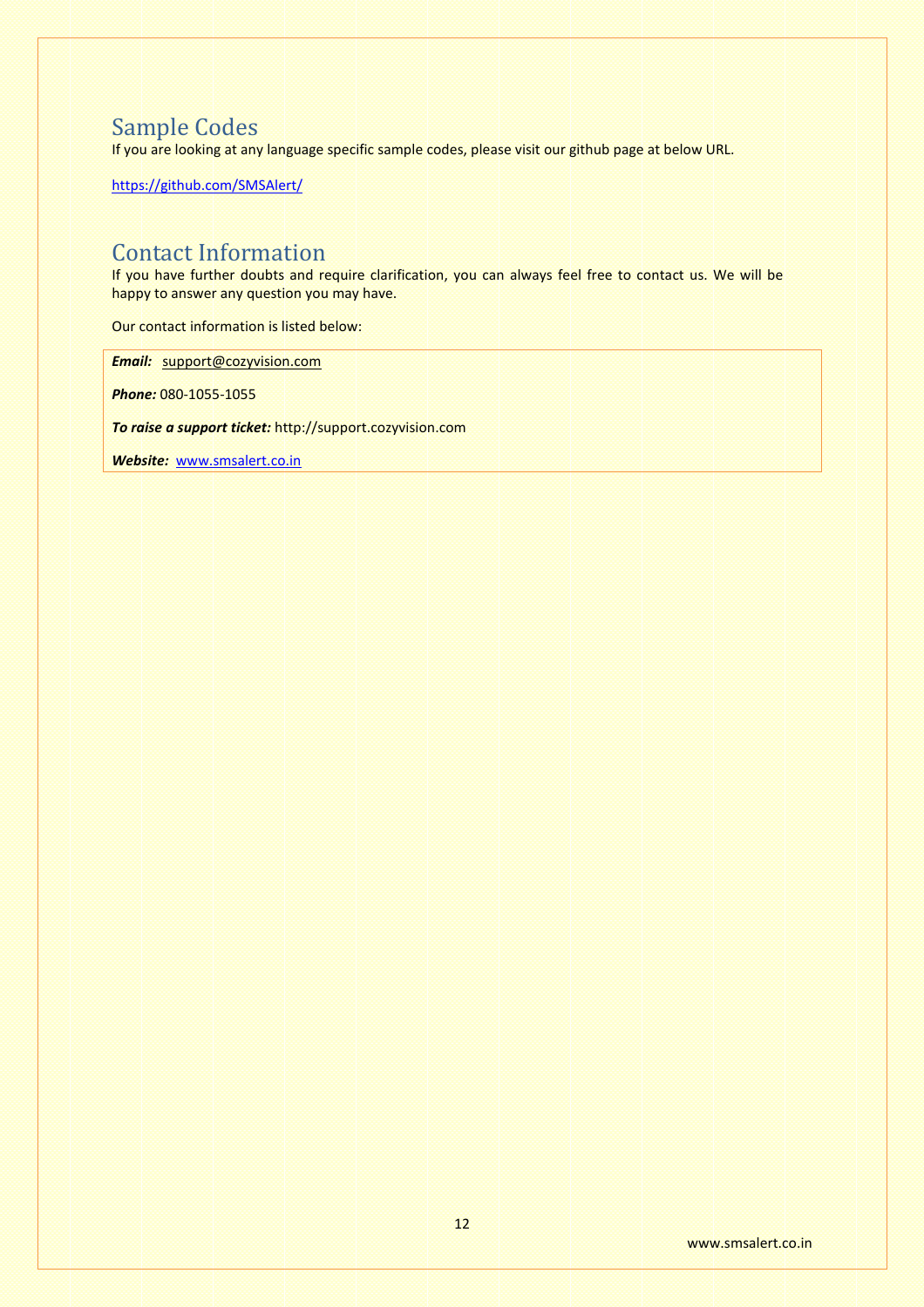## Sample Codes

If you are looking at any language specific sample codes, please visit our github page at below URL.

https://github.com/SMSAlert/

## Contact Information

If you have further doubts and require clarification, you can always feel free to contact us. We will be happy to answer any question you may have.

Our contact information is listed below:

***Email:*** support@cozyvision.com

***Phone:*** 080-1055-1055

***To raise a support ticket:*** http://support.cozyvision.com

***Website:*** www.smsalert.co.in